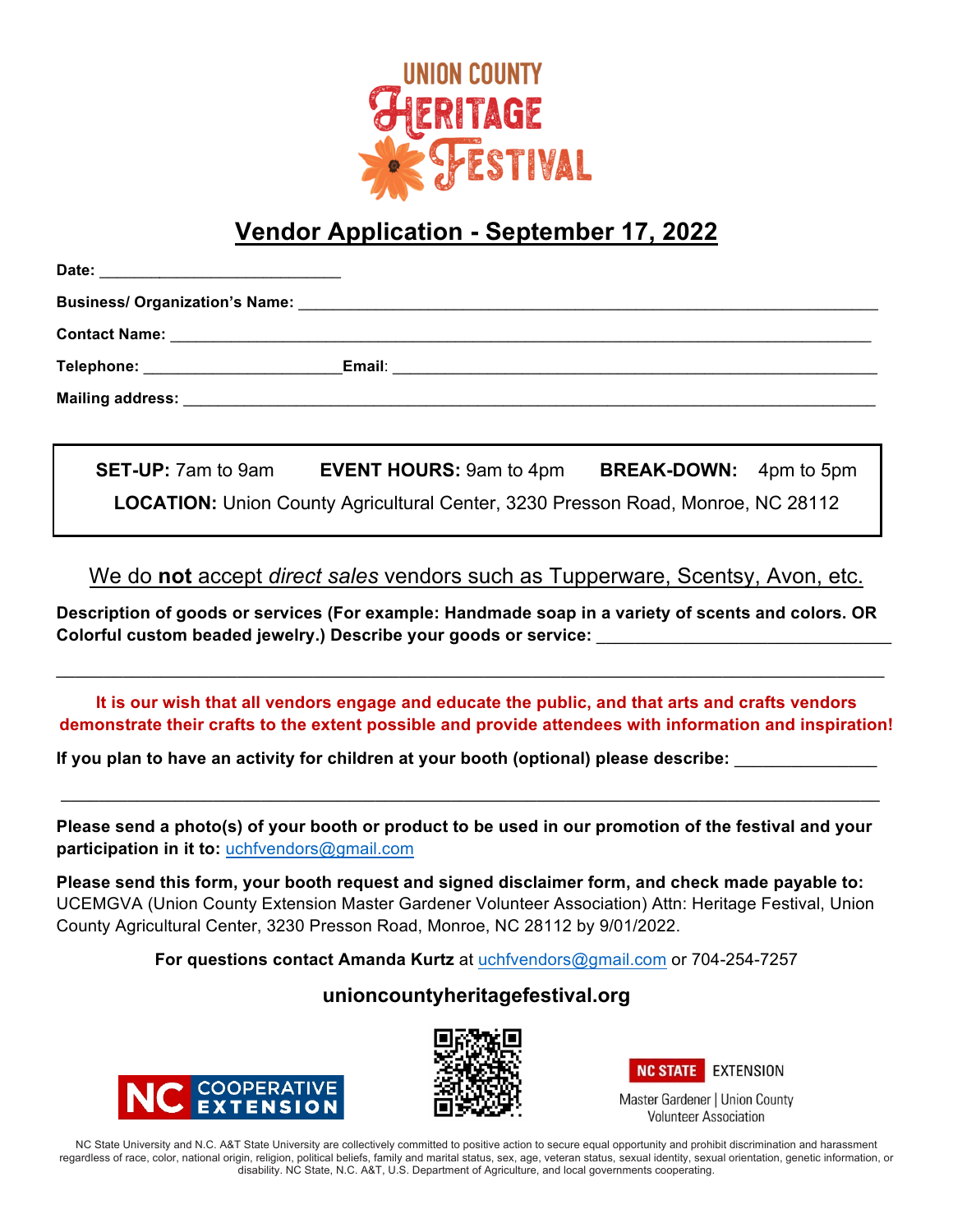# UNION COUNTY HERITAGE FESTIVAL

## Vendor Application - September 17, 2022

**Date:** ___________________________

**Business/ Organization's Name:** ___________________________________________________________________

**Contact Name:** ___________________________________________________________________________________

**Telephone:** ______________________**Email**: _______________________________________________________

**Mailing address:** _________________________________________________________________________________

**SET-UP:** 7am to 9am **EVENT HOURS:** 9am to 4pm **BREAK-DOWN:** 4pm to 5pm

**LOCATION:** Union County Agricultural Center, 3230 Presson Road, Monroe, NC 28112

We do **not** accept *direct sales* vendors such as Tupperware, Scentsy, Avon, etc.

**Description of goods or services (For example: Handmade soap in a variety of scents and colors. OR Colorful custom beaded jewelry.) Describe your goods or service:** _______________________________

_____________________________________________________________________________________________

**It is our wish that all vendors engage and educate the public, and that arts and crafts vendors demonstrate their crafts to the extent possible and provide attendees with information and inspiration!**

**If you plan to have an activity for children at your booth (optional) please describe:** _______________

_____________________________________________________________________________________________

**Please send a photo(s) of your booth or product to be used in our promotion of the festival and your participation in it to:** uchfvendors@gmail.com

**Please send this form, your booth request and signed disclaimer form, and check made payable to:** UCEMGVA (Union County Extension Master Gardener Volunteer Association) Attn: Heritage Festival, Union County Agricultural Center, 3230 Presson Road, Monroe, NC 28112 by 9/01/2022.

**For questions contact Amanda Kurtz** at uchfvendors@gmail.com or 704-254-7257

**unioncountyheritagefestival.org**

NC COOPERATIVE EXTENSION

NC STATE EXTENSION
Master Gardener | Union County Volunteer Association

NC State University and N.C. A&T State University are collectively committed to positive action to secure equal opportunity and prohibit discrimination and harassment regardless of race, color, national origin, religion, political beliefs, family and marital status, sex, age, veteran status, sexual identity, sexual orientation, genetic information, or disability. NC State, N.C. A&T, U.S. Department of Agriculture, and local governments cooperating.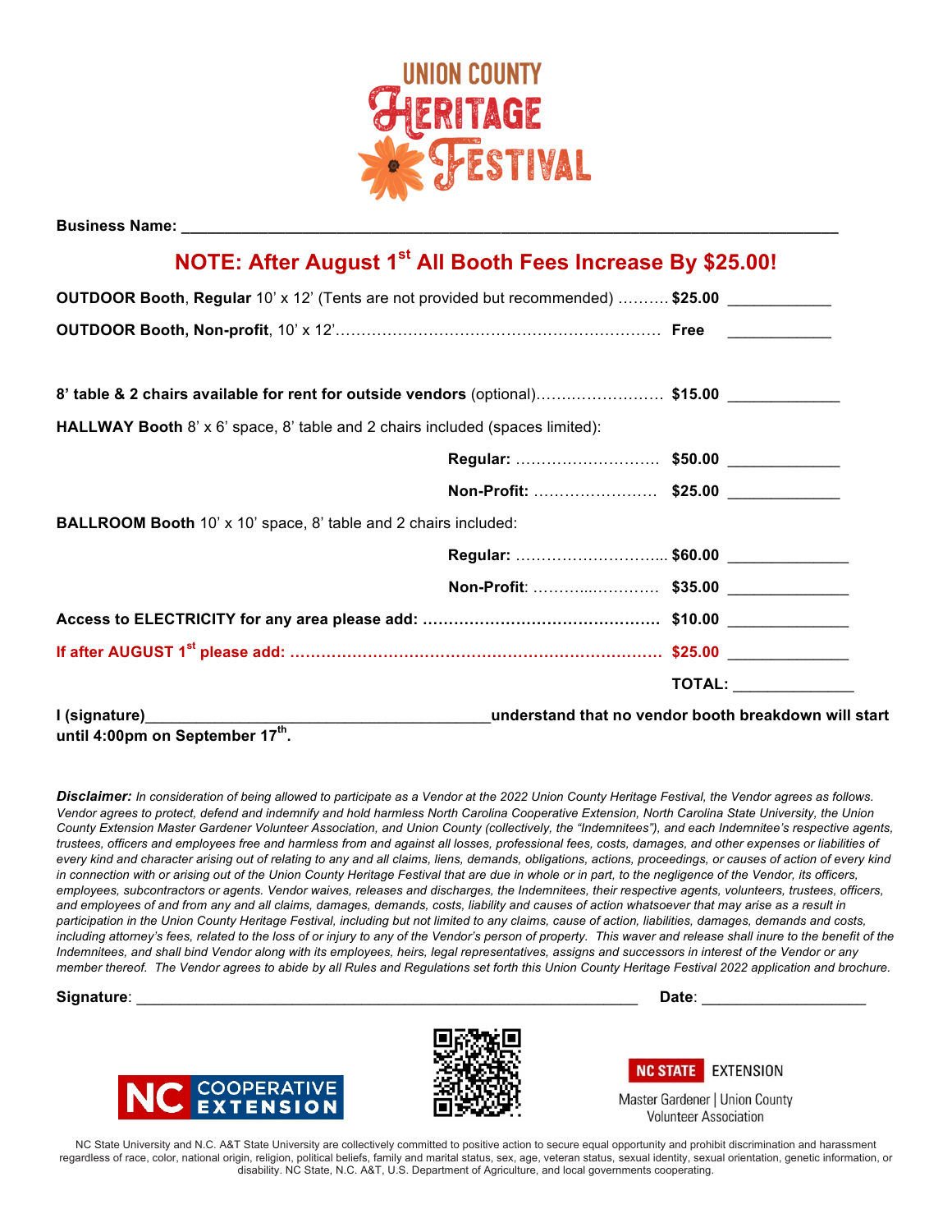# UNION COUNTY HERITAGE FESTIVAL

**Business Name:** ___________________________________________________________________________

## NOTE: After August 1st All Booth Fees Increase By $25.00!

**OUTDOOR Booth**, **Regular** 10' x 12' (Tents are not provided but recommended) ………. **$25.00** ___________

**OUTDOOR Booth, Non-profit**, 10' x 12'………………………………………………………… **Free** ___________

**8' table & 2 chairs available for rent for outside vendors** (optional)…….……………… **$15.00** ____________

**HALLWAY Booth** 8' x 6' space, 8' table and 2 chairs included (spaces limited):

**Regular:** ……………………… **$50.00** ____________

**Non-Profit:** …………………… **$25.00** ____________

**BALLROOM Booth** 10' x 10' space, 8' table and 2 chairs included:

**Regular:** ……………………….. **$60.00** _____________

**Non-Profit**: ………..………… **$35.00** _____________

**Access to ELECTRICITY for any area please add: ……………………………………… $10.00** _____________

**If after AUGUST 1st please add: ……………………………………………………………… $25.00** _____________

**TOTAL:** _____________

**I (signature)**________________________________________**understand that no vendor booth breakdown will start until 4:00pm on September 17th.**

***Disclaimer:*** *In consideration of being allowed to participate as a Vendor at the 2022 Union County Heritage Festival, the Vendor agrees as follows. Vendor agrees to protect, defend and indemnify and hold harmless North Carolina Cooperative Extension, North Carolina State University, the Union County Extension Master Gardener Volunteer Association, and Union County (collectively, the "Indemnitees"), and each Indemnitee's respective agents, trustees, officers and employees free and harmless from and against all losses, professional fees, costs, damages, and other expenses or liabilities of every kind and character arising out of relating to any and all claims, liens, demands, obligations, actions, proceedings, or causes of action of every kind in connection with or arising out of the Union County Heritage Festival that are due in whole or in part, to the negligence of the Vendor, its officers, employees, subcontractors or agents. Vendor waives, releases and discharges, the Indemnitees, their respective agents, volunteers, trustees, officers, and employees of and from any and all claims, damages, demands, costs, liability and causes of action whatsoever that may arise as a result in participation in the Union County Heritage Festival, including but not limited to any claims, cause of action, liabilities, damages, demands and costs, including attorney's fees, related to the loss of or injury to any of the Vendor's person of property. This waver and release shall inure to the benefit of the Indemnitees, and shall bind Vendor along with its employees, heirs, legal representatives, assigns and successors in interest of the Vendor or any member thereof. The Vendor agrees to abide by all Rules and Regulations set forth this Union County Heritage Festival 2022 application and brochure.*

**Signature**: ____________________________________________________ **Date**: ___________________

NC COOPERATIVE EXTENSION

NC STATE EXTENSION

Master Gardener | Union County Volunteer Association

NC State University and N.C. A&T State University are collectively committed to positive action to secure equal opportunity and prohibit discrimination and harassment regardless of race, color, national origin, religion, political beliefs, family and marital status, sex, age, veteran status, sexual identity, sexual orientation, genetic information, or disability. NC State, N.C. A&T, U.S. Department of Agriculture, and local governments cooperating.